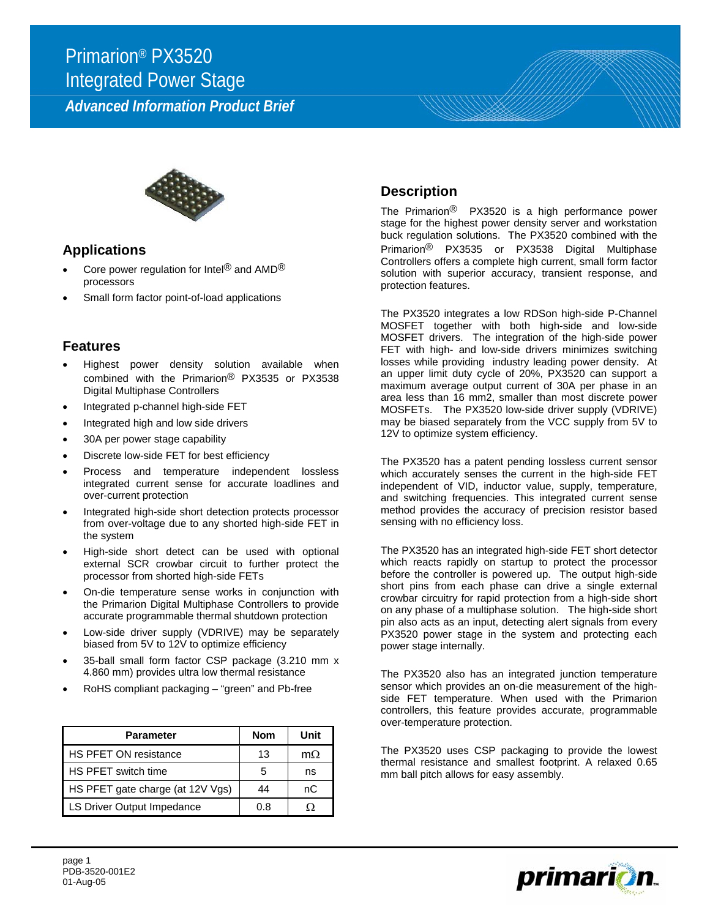# Primarion® PX3520 Integrated Power Stage

***Advanced Information Product Brief***

## Applications

- Core power regulation for Intel® and AMD® processors
- Small form factor point-of-load applications

## Features

- Highest power density solution available when combined with the Primarion® PX3535 or PX3538 Digital Multiphase Controllers
- Integrated p-channel high-side FET
- Integrated high and low side drivers
- 30A per power stage capability
- Discrete low-side FET for best efficiency
- Process and temperature independent lossless integrated current sense for accurate loadlines and over-current protection
- Integrated high-side short detection protects processor from over-voltage due to any shorted high-side FET in the system
- High-side short detect can be used with optional external SCR crowbar circuit to further protect the processor from shorted high-side FETs
- On-die temperature sense works in conjunction with the Primarion Digital Multiphase Controllers to provide accurate programmable thermal shutdown protection
- Low-side driver supply (VDRIVE) may be separately biased from 5V to 12V to optimize efficiency
- 35-ball small form factor CSP package (3.210 mm x 4.860 mm) provides ultra low thermal resistance
- RoHS compliant packaging – "green" and Pb-free

| Parameter | Nom | Unit |
|---|---|---|
| HS PFET ON resistance | 13 | mΩ |
| HS PFET switch time | 5 | ns |
| HS PFET gate charge (at 12V Vgs) | 44 | nC |
| LS Driver Output Impedance | 0.8 | Ω |

## Description

The Primarion® PX3520 is a high performance power stage for the highest power density server and workstation buck regulation solutions. The PX3520 combined with the Primarion® PX3535 or PX3538 Digital Multiphase Controllers offers a complete high current, small form factor solution with superior accuracy, transient response, and protection features.

The PX3520 integrates a low RDSon high-side P-Channel MOSFET together with both high-side and low-side MOSFET drivers. The integration of the high-side power FET with high- and low-side drivers minimizes switching losses while providing industry leading power density. At an upper limit duty cycle of 20%, PX3520 can support a maximum average output current of 30A per phase in an area less than 16 mm2, smaller than most discrete power MOSFETs. The PX3520 low-side driver supply (VDRIVE) may be biased separately from the VCC supply from 5V to 12V to optimize system efficiency.

The PX3520 has a patent pending lossless current sensor which accurately senses the current in the high-side FET independent of VID, inductor value, supply, temperature, and switching frequencies. This integrated current sense method provides the accuracy of precision resistor based sensing with no efficiency loss.

The PX3520 has an integrated high-side FET short detector which reacts rapidly on startup to protect the processor before the controller is powered up. The output high-side short pins from each phase can drive a single external crowbar circuitry for rapid protection from a high-side short on any phase of a multiphase solution. The high-side short pin also acts as an input, detecting alert signals from every PX3520 power stage in the system and protecting each power stage internally.

The PX3520 also has an integrated junction temperature sensor which provides an on-die measurement of the high-side FET temperature. When used with the Primarion controllers, this feature provides accurate, programmable over-temperature protection.

The PX3520 uses CSP packaging to provide the lowest thermal resistance and smallest footprint. A relaxed 0.65 mm ball pitch allows for easy assembly.

PDB-3520-001E2
01-Aug-05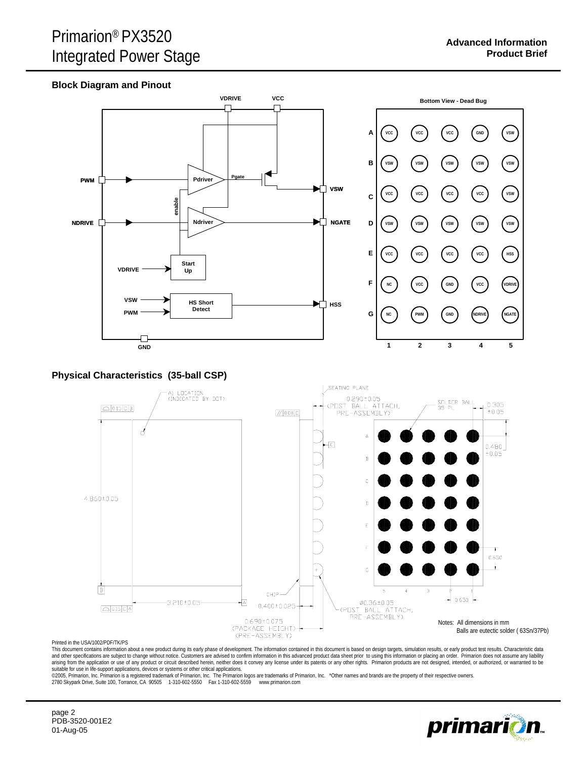## Block Diagram and Pinout

VDRIVE
VCC
PWM
Pdriver
Pgate
VSW
enable
NDRIVE
Ndriver
NGATE
VDRIVE
Start Up
VSW
PWM
HS Short Detect
HSS
GND

Bottom View - Dead Bug

| | 1 | 2 | 3 | 4 | 5 |
|---|---|---|---|---|---|
| A | VCC | VCC | VCC | GND | VSW |
| B | VSW | VSW | VSW | VSW | VSW |
| C | VCC | VCC | VCC | VCC | VSW |
| D | VSW | VSW | VSW | VSW | VSW |
| E | VCC | VCC | VCC | VCC | HSS |
| F | NC | VCC | GND | VCC | VDRIVE |
| G | NC | PWM | GND | NDRIVE | NGATE |

## Physical Characteristics (35-ball CSP)

A1 LOCATION (INDICATED BY DOT)
0.15 C B
4.860±0.05
B
3.210±0.05
A
0.15 C A
SEATING PLANE
0.08 C
C
0.290±0.05 (POST BALL ATTACH, PRE-ASSEMBLY)
CHIP
0.400±0.025
0.690±0.075 (PACKAGE HEIGHT) (PRE-ASSEMBLY)
SOLDER BALL 35 PL
0.305 ±0.05
0.480 ±0.05
0.650
0.650
Ø0.36±0.05 (POST BALL ATTACH, PRE-ASSEMBLY)
A B C D E F G
5 4 3 2 1

Notes: All dimensions in mm
Balls are eutectic solder ( 63Sn/37Pb)

Printed in the USA/1002/PDF/TK/PS

This document contains information about a new product during its early phase of development. The information contained in this document is based on design targets, simulation results, or early product test results. Characteristic data and other specifications are subject to change without notice. Customers are advised to confirm information in this advanced product data sheet prior to using this information or placing an order. Primarion does not assume any liability arising from the application or use of any product or circuit described herein, neither does it convey any license under its patents or any other rights. Primarion products are not designed, intended, or authorized, or warranted to be suitable for use in life-support applications, devices or systems or other critical applications.

©2005, Primarion, Inc. Primarion is a registered trademark of Primarion, Inc. The Primarion logos are trademarks of Primarion, Inc. *Other names and brands are the property of their respective owners.

2780 Skypark Drive, Suite 100, Torrance, CA 90505 1-310-602-5550 Fax 1-310-602-5559 www.primarion.com

PDB-3520-001E2
01-Aug-05